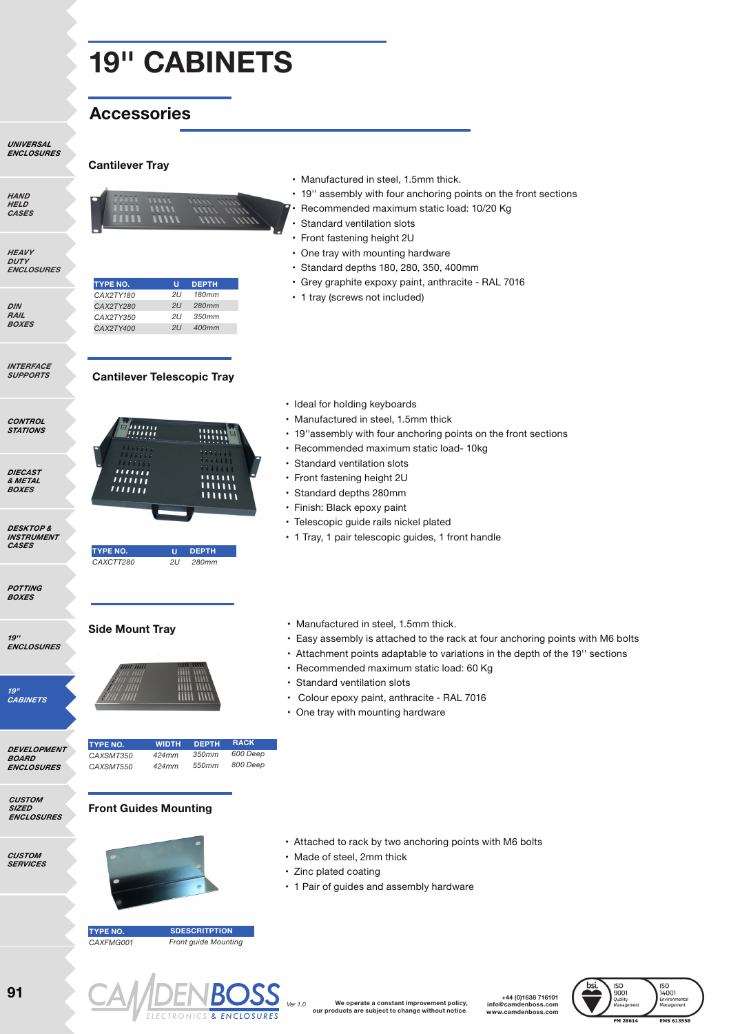# 19" CABINETS

## Accessories

### Cantilever Tray

- Manufactured in steel, 1.5mm thick.
- 19'' assembly with four anchoring points on the front sections
- Recommended maximum static load: 10/20 Kg
- Standard ventilation slots
- Front fastening height 2U
- One tray with mounting hardware
- Standard depths 180, 280, 350, 400mm
- Grey graphite expoxy paint, anthracite - RAL 7016
- 1 tray (screws not included)

| TYPE NO. | U | DEPTH |
|---|---|---|
| CAX2TY180 | 2U | 180mm |
| CAX2TY280 | 2U | 280mm |
| CAX2TY350 | 2U | 350mm |
| CAX2TY400 | 2U | 400mm |

### Cantilever Telescopic Tray

- Ideal for holding keyboards
- Manufactured in steel, 1.5mm thick
- 19''assembly with four anchoring points on the front sections
- Recommended maximum static load- 10kg
- Standard ventilation slots
- Front fastening height 2U
- Standard depths 280mm
- Finish: Black epoxy paint
- Telescopic guide rails nickel plated
- 1 Tray, 1 pair telescopic guides, 1 front handle

| TYPE NO. | U | DEPTH |
|---|---|---|
| CAXCTT280 | 2U | 280mm |

### Side Mount Tray

- Manufactured in steel, 1.5mm thick.
- Easy assembly is attached to the rack at four anchoring points with M6 bolts
- Attachment points adaptable to variations in the depth of the 19'' sections
- Recommended maximum static load: 60 Kg
- Standard ventilation slots
- Colour epoxy paint, anthracite - RAL 7016
- One tray with mounting hardware

| TYPE NO. | WIDTH | DEPTH | RACK |
|---|---|---|---|
| CAXSMT350 | 424mm | 350mm | 600 Deep |
| CAXSMT550 | 424mm | 550mm | 800 Deep |

### Front Guides Mounting

- Attached to rack by two anchoring points with M6 bolts
- Made of steel, 2mm thick
- Zinc plated coating
- 1 Pair of guides and assembly hardware

| TYPE NO. | SDESCRITPTION |
|---|---|
| CAXFMG001 | Front guide Mounting |

Ver 1.0

We operate a constant improvement policy, our products are subject to change without notice.

+44 (0)1638 716101
info@camdenboss.com
www.camdenboss.com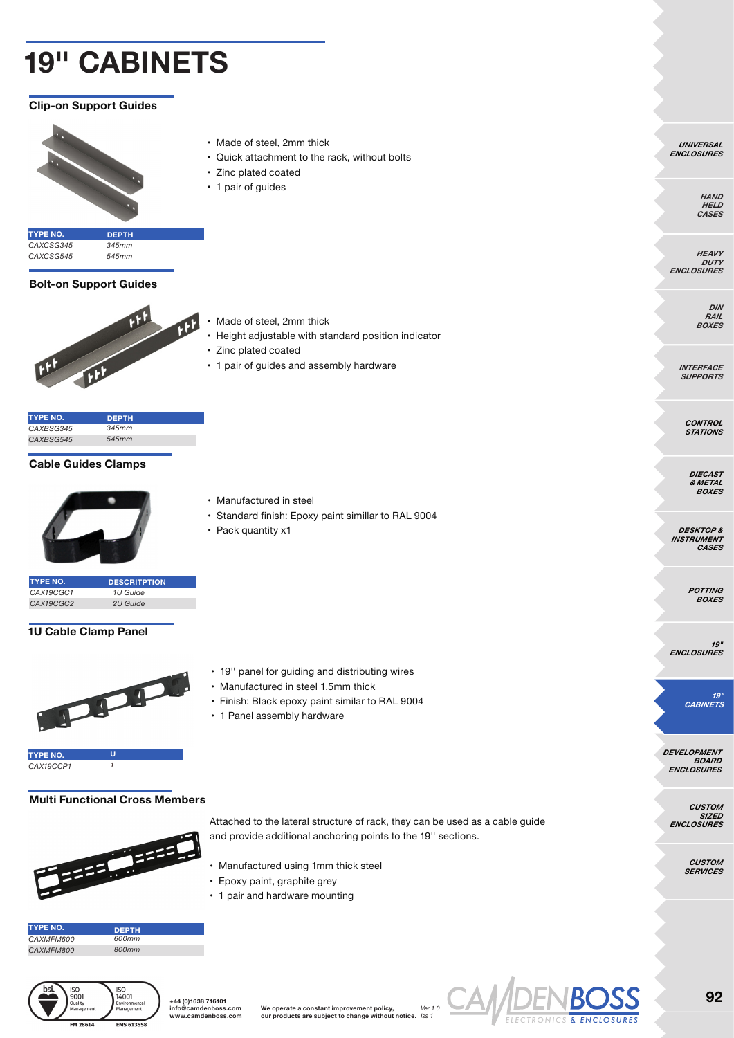# 19" CABINETS

## Clip-on Support Guides

- Made of steel, 2mm thick
- Quick attachment to the rack, without bolts
- Zinc plated coated
- 1 pair of guides

| TYPE NO. | DEPTH |
|---|---|
| *CAXCSG345* | *345mm* |
| *CAXCSG545* | *545mm* |

## Bolt-on Support Guides

- Made of steel, 2mm thick
- Height adjustable with standard position indicator
- Zinc plated coated
- 1 pair of guides and assembly hardware

| TYPE NO. | DEPTH |
|---|---|
| *CAXBSG345* | *345mm* |
| *CAXBSG545* | *545mm* |

## Cable Guides Clamps

- Manufactured in steel
- Standard finish: Epoxy paint simillar to RAL 9004
- Pack quantity x1

| TYPE NO. | DESCRITPTION |
|---|---|
| *CAX19CGC1* | *1U Guide* |
| *CAX19CGC2* | *2U Guide* |

## 1U Cable Clamp Panel

- 19'' panel for guiding and distributing wires
- Manufactured in steel 1.5mm thick
- Finish: Black epoxy paint similar to RAL 9004
- 1 Panel assembly hardware

| TYPE NO. | U |
|---|---|
| *CAX19CCP1* | *1* |

## Multi Functional Cross Members

Attached to the lateral structure of rack, they can be used as a cable guide and provide additional anchoring points to the 19'' sections.

- Manufactured using 1mm thick steel
- Epoxy paint, graphite grey
- 1 pair and hardware mounting

| TYPE NO. | DEPTH |
|---|---|
| *CAXMFM600* | *600mm* |
| *CAXMFM800* | *800mm* |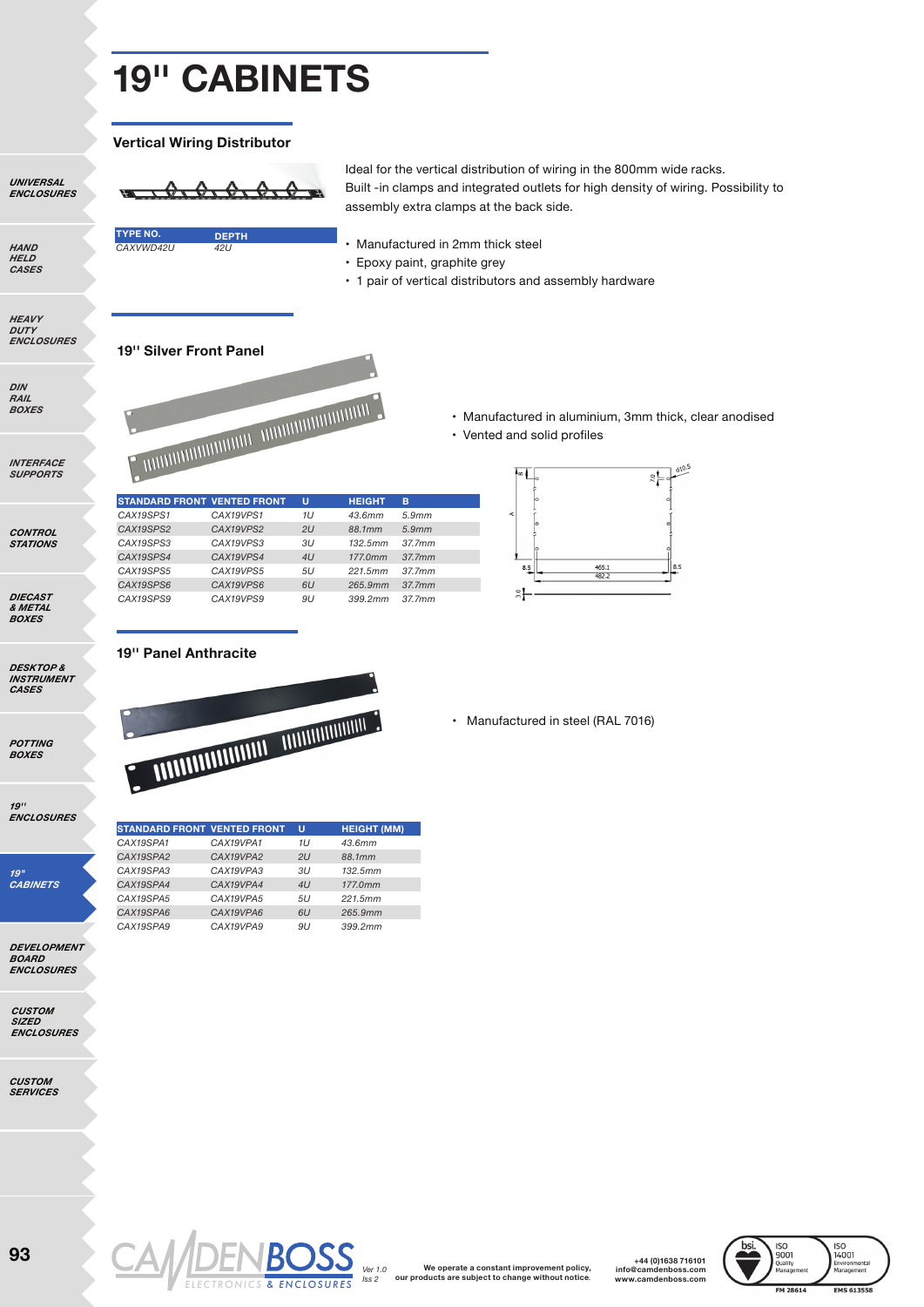# 19" CABINETS

## Vertical Wiring Distributor

| TYPE NO. | DEPTH |
|---|---|
| CAXVWD42U | 42U |

Ideal for the vertical distribution of wiring in the 800mm wide racks. Built -in clamps and integrated outlets for high density of wiring. Possibility to assembly extra clamps at the back side.

- Manufactured in 2mm thick steel
- Epoxy paint, graphite grey
- 1 pair of vertical distributors and assembly hardware

## 19" Silver Front Panel

- Manufactured in aluminium, 3mm thick, clear anodised
- Vented and solid profiles

| STANDARD FRONT | VENTED FRONT | U | HEIGHT | B |
|---|---|---|---|---|
| CAX19SPS1 | CAX19VPS1 | 1U | 43.6mm | 5.9mm |
| CAX19SPS2 | CAX19VPS2 | 2U | 88.1mm | 5.9mm |
| CAX19SPS3 | CAX19VPS3 | 3U | 132.5mm | 37.7mm |
| CAX19SPS4 | CAX19VPS4 | 4U | 177.0mm | 37.7mm |
| CAX19SPS5 | CAX19VPS5 | 5U | 221.5mm | 37.7mm |
| CAX19SPS6 | CAX19VPS6 | 6U | 265.9mm | 37.7mm |
| CAX19SPS9 | CAX19VPS9 | 9U | 399.2mm | 37.7mm |

## 19" Panel Anthracite

- Manufactured in steel (RAL 7016)

| STANDARD FRONT | VENTED FRONT | U | HEIGHT (MM) |
|---|---|---|---|
| CAX19SPA1 | CAX19VPA1 | 1U | 43.6mm |
| CAX19SPA2 | CAX19VPA2 | 2U | 88.1mm |
| CAX19SPA3 | CAX19VPA3 | 3U | 132.5mm |
| CAX19SPA4 | CAX19VPA4 | 4U | 177.0mm |
| CAX19SPA5 | CAX19VPA5 | 5U | 221.5mm |
| CAX19SPA6 | CAX19VPA6 | 6U | 265.9mm |
| CAX19SPA9 | CAX19VPA9 | 9U | 399.2mm |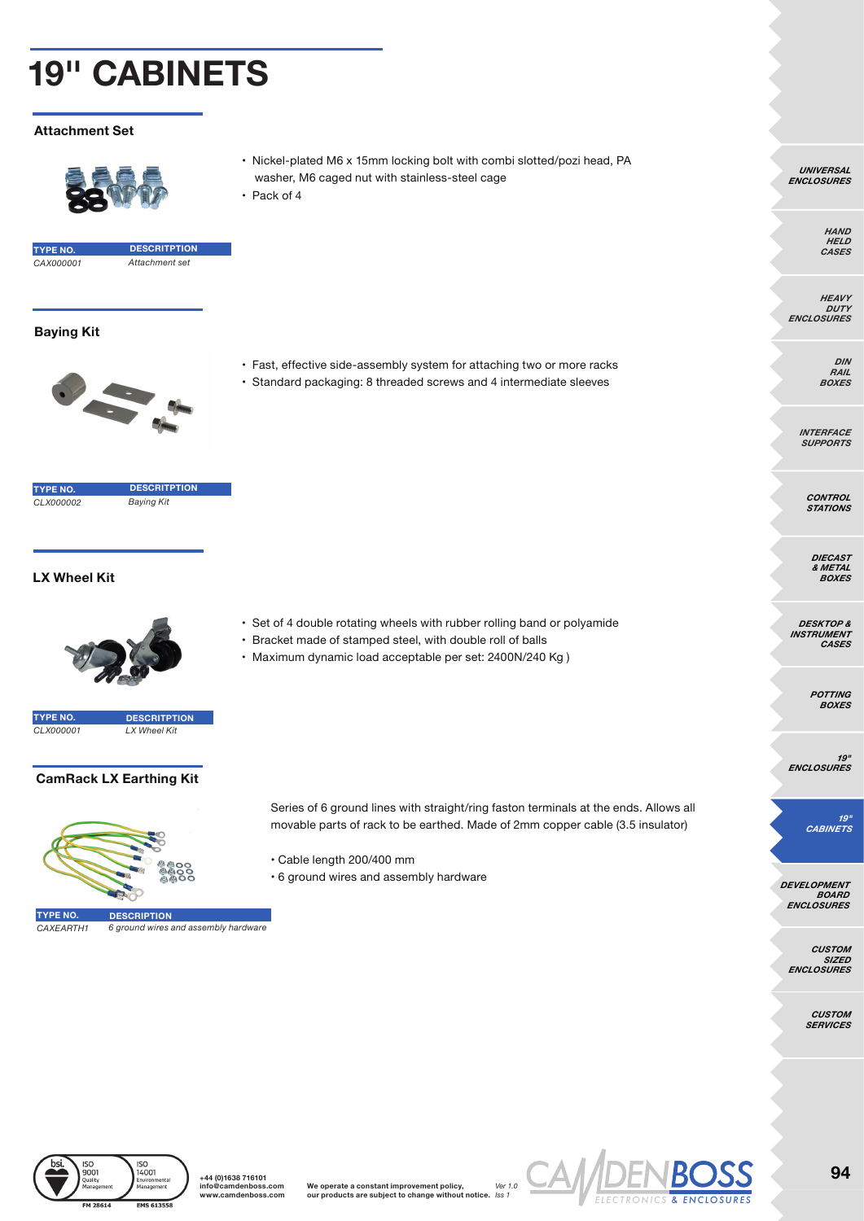# 19" CABINETS

## Attachment Set

- Nickel-plated M6 x 15mm locking bolt with combi slotted/pozi head, PA washer, M6 caged nut with stainless-steel cage
- Pack of 4

| TYPE NO. | DESCRITPTION |
|---|---|
| *CAX000001* | *Attachment set* |

## Baying Kit

- Fast, effective side-assembly system for attaching two or more racks
- Standard packaging: 8 threaded screws and 4 intermediate sleeves

| TYPE NO. | DESCRITPTION |
|---|---|
| *CLX000002* | *Baying Kit* |

## LX Wheel Kit

- Set of 4 double rotating wheels with rubber rolling band or polyamide
- Bracket made of stamped steel, with double roll of balls
- Maximum dynamic load acceptable per set: 2400N/240 Kg )

| TYPE NO. | DESCRITPTION |
|---|---|
| *CLX000001* | *LX Wheel Kit* |

## CamRack LX Earthing Kit

Series of 6 ground lines with straight/ring faston terminals at the ends. Allows all movable parts of rack to be earthed. Made of 2mm copper cable (3.5 insulator)

- Cable length 200/400 mm
- 6 ground wires and assembly hardware

| TYPE NO. | DESCRIPTION |
|---|---|
| *CAXEARTH1* | *6 ground wires and assembly hardware* |

+44 (0)1638 716101
info@camdenboss.com
www.camdenboss.com

We operate a constant improvement policy, our products are subject to change without notice. *Ver 1.0 Iss 1*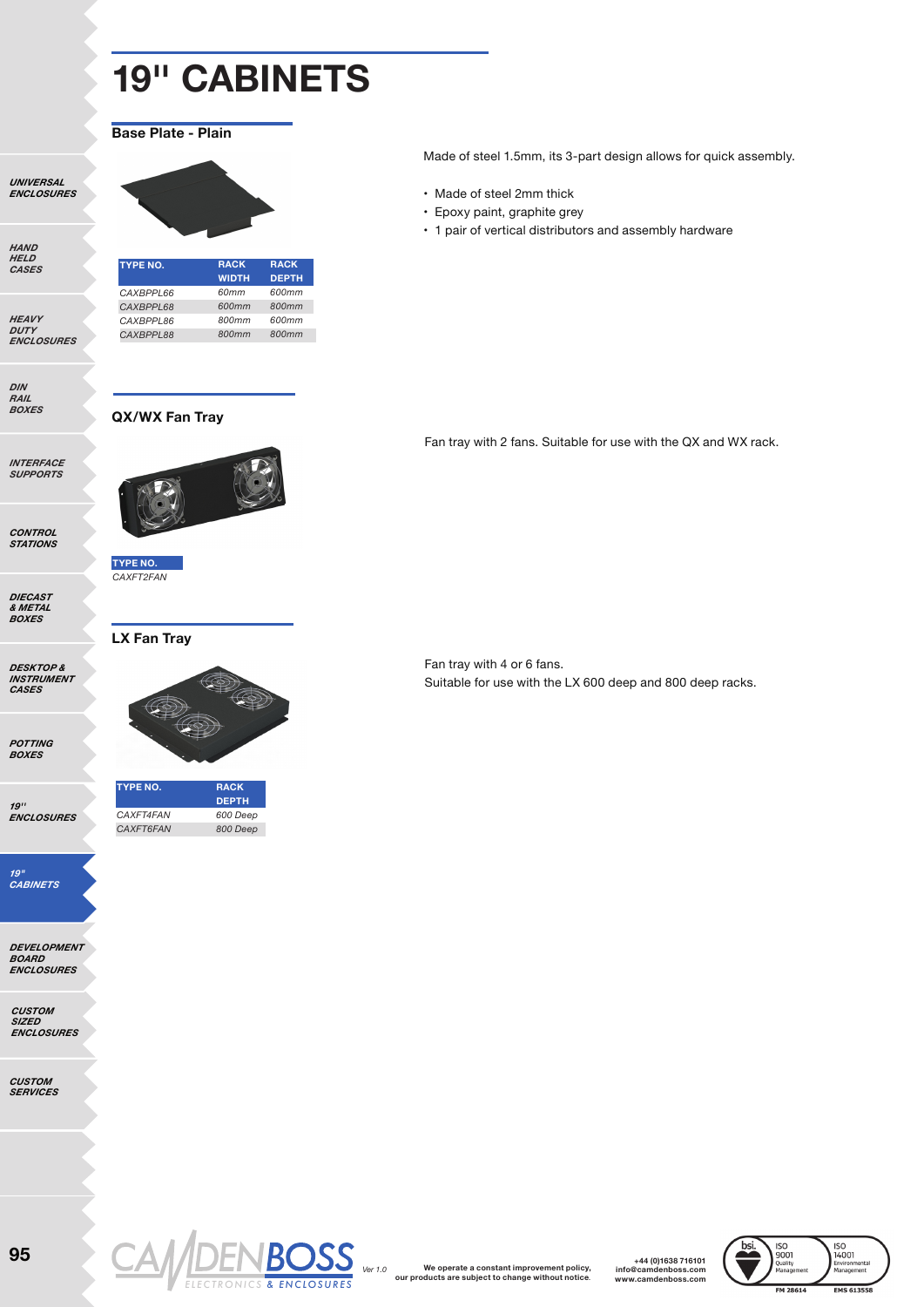# 19" CABINETS

## Base Plate - Plain

Made of steel 1.5mm, its 3-part design allows for quick assembly.

- Made of steel 2mm thick
- Epoxy paint, graphite grey
- 1 pair of vertical distributors and assembly hardware

| TYPE NO. | RACK WIDTH | RACK DEPTH |
|---|---|---|
| *CAXBPPL66* | *60mm* | *600mm* |
| *CAXBPPL68* | *600mm* | *800mm* |
| *CAXBPPL86* | *800mm* | *600mm* |
| *CAXBPPL88* | *800mm* | *800mm* |

## QX/WX Fan Tray

Fan tray with 2 fans. Suitable for use with the QX and WX rack.

| TYPE NO. |
|---|
| *CAXFT2FAN* |

## LX Fan Tray

Fan tray with 4 or 6 fans.
Suitable for use with the LX 600 deep and 800 deep racks.

| TYPE NO. | RACK DEPTH |
|---|---|
| *CAXFT4FAN* | *600 Deep* |
| *CAXFT6FAN* | *800 Deep* |

UNIVERSAL ENCLOSURES
HAND HELD CASES
HEAVY DUTY ENCLOSURES
DIN RAIL BOXES
INTERFACE SUPPORTS
CONTROL STATIONS
DIECAST & METAL BOXES
DESKTOP & INSTRUMENT CASES
POTTING BOXES
19" ENCLOSURES
19" CABINETS
DEVELOPMENT BOARD ENCLOSURES
CUSTOM SIZED ENCLOSURES
CUSTOM SERVICES

CAMDENBOSS ELECTRONICS & ENCLOSURES

Ver 1.0

We operate a constant improvement policy, our products are subject to change without notice.

+44 (0)1638 716101
info@camdenboss.com
www.camdenboss.com

ISO 9001 Quality Management FM 28614
ISO 14001 Environmental Management EMS 613558